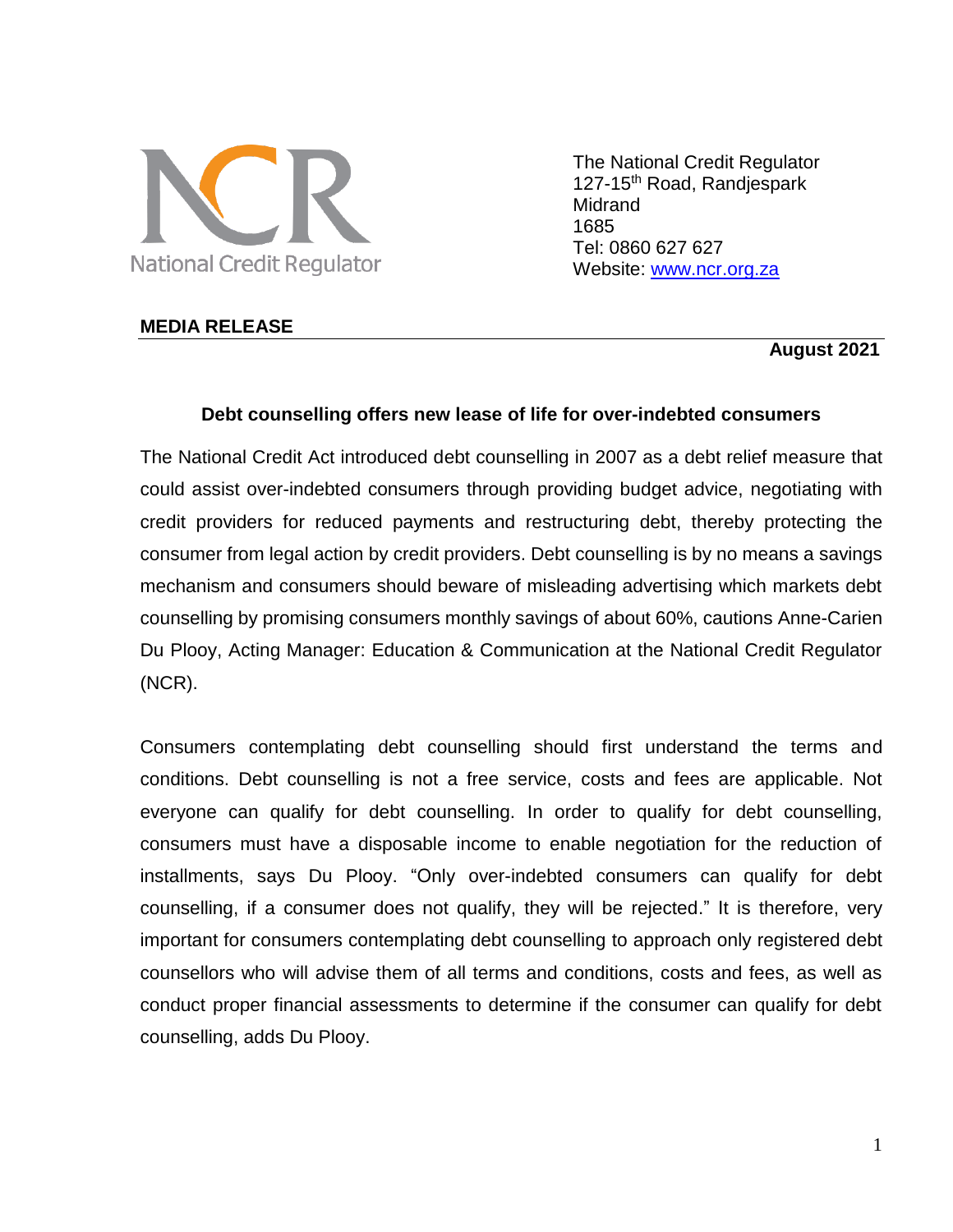National Credit Regulator

The National Credit Regulator
127-15th Road, Randjespark
Midrand
1685
Tel: 0860 627 627
Website: www.ncr.org.za

**MEDIA RELEASE**

**August 2021**

## Debt counselling offers new lease of life for over-indebted consumers

The National Credit Act introduced debt counselling in 2007 as a debt relief measure that could assist over-indebted consumers through providing budget advice, negotiating with credit providers for reduced payments and restructuring debt, thereby protecting the consumer from legal action by credit providers. Debt counselling is by no means a savings mechanism and consumers should beware of misleading advertising which markets debt counselling by promising consumers monthly savings of about 60%, cautions Anne-Carien Du Plooy, Acting Manager: Education & Communication at the National Credit Regulator (NCR).

Consumers contemplating debt counselling should first understand the terms and conditions. Debt counselling is not a free service, costs and fees are applicable. Not everyone can qualify for debt counselling. In order to qualify for debt counselling, consumers must have a disposable income to enable negotiation for the reduction of installments, says Du Plooy. "Only over-indebted consumers can qualify for debt counselling, if a consumer does not qualify, they will be rejected." It is therefore, very important for consumers contemplating debt counselling to approach only registered debt counsellors who will advise them of all terms and conditions, costs and fees, as well as conduct proper financial assessments to determine if the consumer can qualify for debt counselling, adds Du Plooy.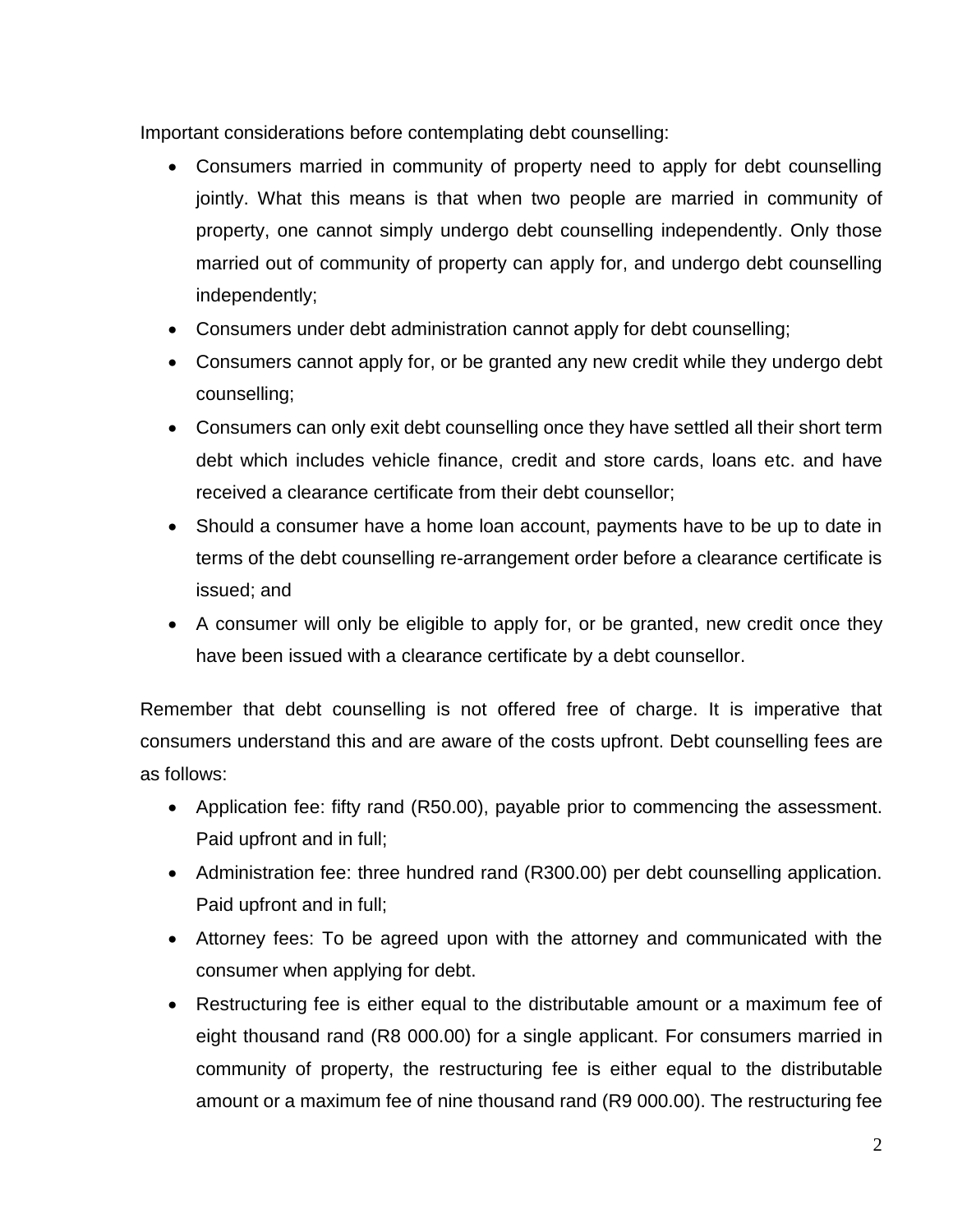Important considerations before contemplating debt counselling:

- Consumers married in community of property need to apply for debt counselling jointly. What this means is that when two people are married in community of property, one cannot simply undergo debt counselling independently. Only those married out of community of property can apply for, and undergo debt counselling independently;
- Consumers under debt administration cannot apply for debt counselling;
- Consumers cannot apply for, or be granted any new credit while they undergo debt counselling;
- Consumers can only exit debt counselling once they have settled all their short term debt which includes vehicle finance, credit and store cards, loans etc. and have received a clearance certificate from their debt counsellor;
- Should a consumer have a home loan account, payments have to be up to date in terms of the debt counselling re-arrangement order before a clearance certificate is issued; and
- A consumer will only be eligible to apply for, or be granted, new credit once they have been issued with a clearance certificate by a debt counsellor.

Remember that debt counselling is not offered free of charge. It is imperative that consumers understand this and are aware of the costs upfront. Debt counselling fees are as follows:

- Application fee: fifty rand (R50.00), payable prior to commencing the assessment. Paid upfront and in full;
- Administration fee: three hundred rand (R300.00) per debt counselling application. Paid upfront and in full;
- Attorney fees: To be agreed upon with the attorney and communicated with the consumer when applying for debt.
- Restructuring fee is either equal to the distributable amount or a maximum fee of eight thousand rand (R8 000.00) for a single applicant. For consumers married in community of property, the restructuring fee is either equal to the distributable amount or a maximum fee of nine thousand rand (R9 000.00). The restructuring fee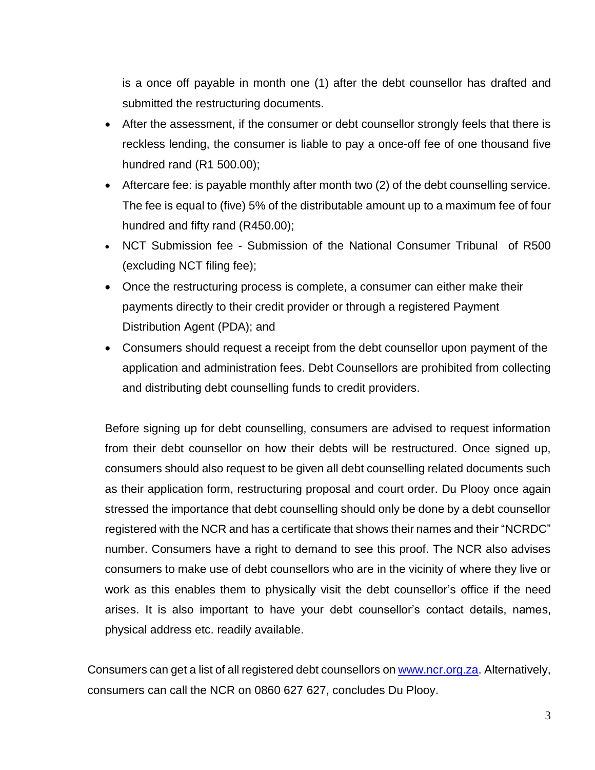is a once off payable in month one (1) after the debt counsellor has drafted and submitted the restructuring documents.

- After the assessment, if the consumer or debt counsellor strongly feels that there is reckless lending, the consumer is liable to pay a once-off fee of one thousand five hundred rand (R1 500.00);
- Aftercare fee: is payable monthly after month two (2) of the debt counselling service. The fee is equal to (five) 5% of the distributable amount up to a maximum fee of four hundred and fifty rand (R450.00);
- NCT Submission fee - Submission of the National Consumer Tribunal of R500 (excluding NCT filing fee);
- Once the restructuring process is complete, a consumer can either make their payments directly to their credit provider or through a registered Payment Distribution Agent (PDA); and
- Consumers should request a receipt from the debt counsellor upon payment of the application and administration fees. Debt Counsellors are prohibited from collecting and distributing debt counselling funds to credit providers.

Before signing up for debt counselling, consumers are advised to request information from their debt counsellor on how their debts will be restructured. Once signed up, consumers should also request to be given all debt counselling related documents such as their application form, restructuring proposal and court order. Du Plooy once again stressed the importance that debt counselling should only be done by a debt counsellor registered with the NCR and has a certificate that shows their names and their "NCRDC" number. Consumers have a right to demand to see this proof. The NCR also advises consumers to make use of debt counsellors who are in the vicinity of where they live or work as this enables them to physically visit the debt counsellor's office if the need arises. It is also important to have your debt counsellor's contact details, names, physical address etc. readily available.

Consumers can get a list of all registered debt counsellors on [www.ncr.org.za](http://www.ncr.org.za). Alternatively, consumers can call the NCR on 0860 627 627, concludes Du Plooy.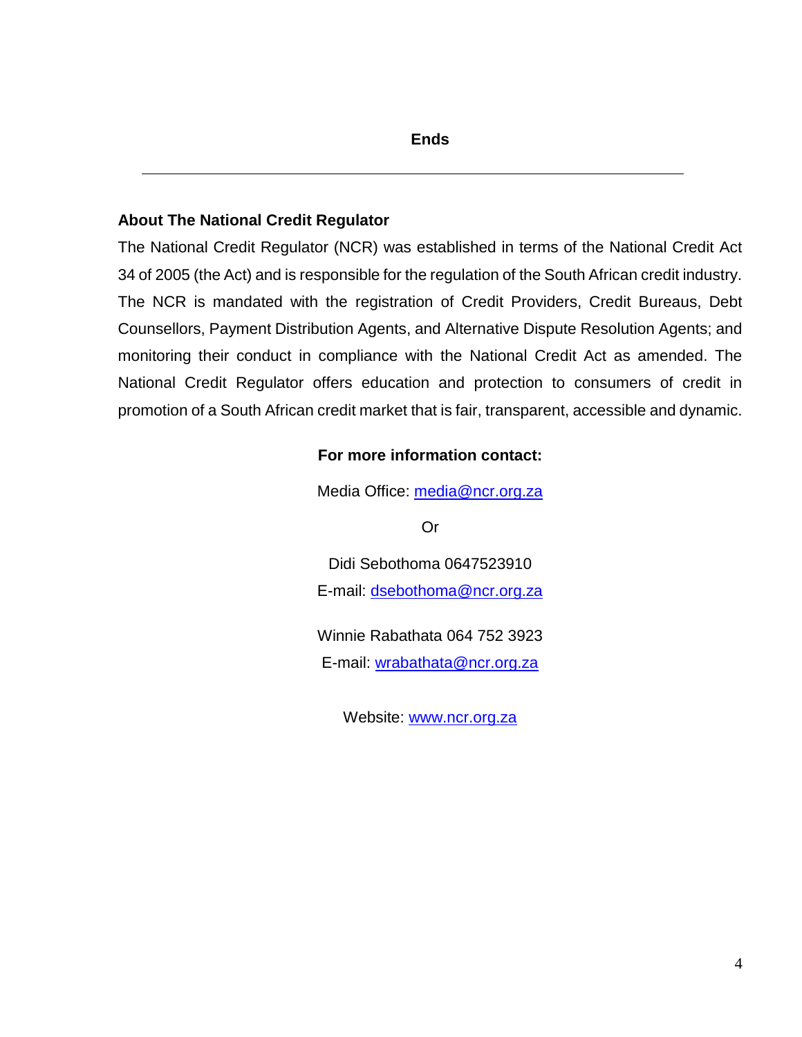**Ends**

---

**About The National Credit Regulator**

The National Credit Regulator (NCR) was established in terms of the National Credit Act 34 of 2005 (the Act) and is responsible for the regulation of the South African credit industry. The NCR is mandated with the registration of Credit Providers, Credit Bureaus, Debt Counsellors, Payment Distribution Agents, and Alternative Dispute Resolution Agents; and monitoring their conduct in compliance with the National Credit Act as amended. The National Credit Regulator offers education and protection to consumers of credit in promotion of a South African credit market that is fair, transparent, accessible and dynamic.

**For more information contact:**

Media Office: media@ncr.org.za

Or

Didi Sebothoma 0647523910
E-mail: dsebothoma@ncr.org.za

Winnie Rabathata 064 752 3923
E-mail: wrabathata@ncr.org.za

Website: www.ncr.org.za